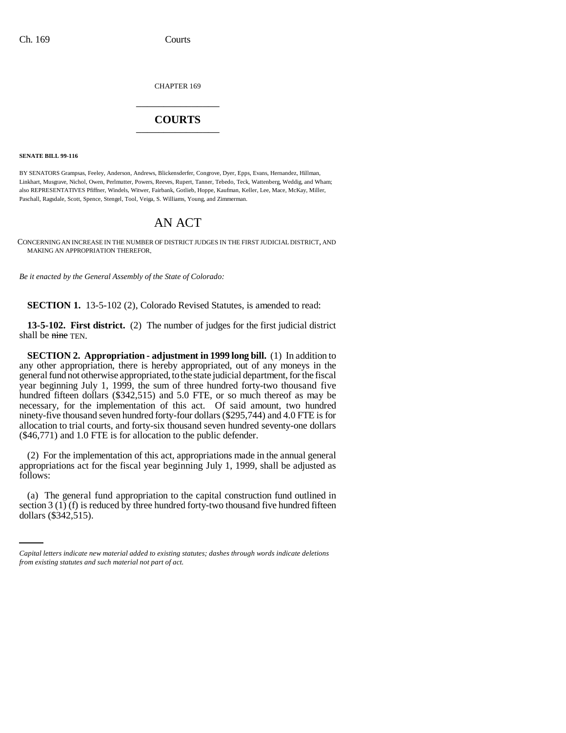CHAPTER 169

# COURTS

**SENATE BILL 99-116**

BY SENATORS Grampsas, Feeley, Anderson, Andrews, Blickensderfer, Congrove, Dyer, Epps, Evans, Hernandez, Hillman, Linkhart, Musgrave, Nichol, Owen, Perlmutter, Powers, Reeves, Rupert, Tanner, Tebedo, Teck, Wattenberg, Weddig, and Wham; also REPRESENTATIVES Pfiffner, Windels, Witwer, Fairbank, Gotlieb, Hoppe, Kaufman, Keller, Lee, Mace, McKay, Miller, Paschall, Ragsdale, Scott, Spence, Stengel, Tool, Veiga, S. Williams, Young, and Zimmerman.

# AN ACT

CONCERNING AN INCREASE IN THE NUMBER OF DISTRICT JUDGES IN THE FIRST JUDICIAL DISTRICT, AND MAKING AN APPROPRIATION THEREFOR.

*Be it enacted by the General Assembly of the State of Colorado:*

**SECTION 1.** 13-5-102 (2), Colorado Revised Statutes, is amended to read:

**13-5-102. First district.** (2) The number of judges for the first judicial district shall be ~~nine~~ TEN.

**SECTION 2. Appropriation - adjustment in 1999 long bill.** (1) In addition to any other appropriation, there is hereby appropriated, out of any moneys in the general fund not otherwise appropriated, to the state judicial department, for the fiscal year beginning July 1, 1999, the sum of three hundred forty-two thousand five hundred fifteen dollars ($342,515) and 5.0 FTE, or so much thereof as may be necessary, for the implementation of this act. Of said amount, two hundred ninety-five thousand seven hundred forty-four dollars ($295,744) and 4.0 FTE is for allocation to trial courts, and forty-six thousand seven hundred seventy-one dollars ($46,771) and 1.0 FTE is for allocation to the public defender.

(2) For the implementation of this act, appropriations made in the annual general appropriations act for the fiscal year beginning July 1, 1999, shall be adjusted as follows:

(a) The general fund appropriation to the capital construction fund outlined in section 3 (1) (f) is reduced by three hundred forty-two thousand five hundred fifteen dollars ($342,515).

*Capital letters indicate new material added to existing statutes; dashes through words indicate deletions from existing statutes and such material not part of act.*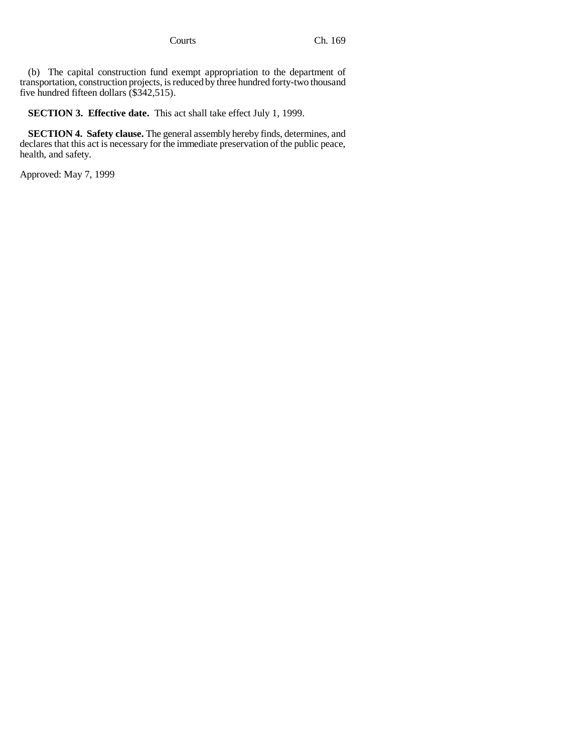(b) The capital construction fund exempt appropriation to the department of transportation, construction projects, is reduced by three hundred forty-two thousand five hundred fifteen dollars ($342,515).

**SECTION 3. Effective date.** This act shall take effect July 1, 1999.

**SECTION 4. Safety clause.** The general assembly hereby finds, determines, and declares that this act is necessary for the immediate preservation of the public peace, health, and safety.

Approved: May 7, 1999